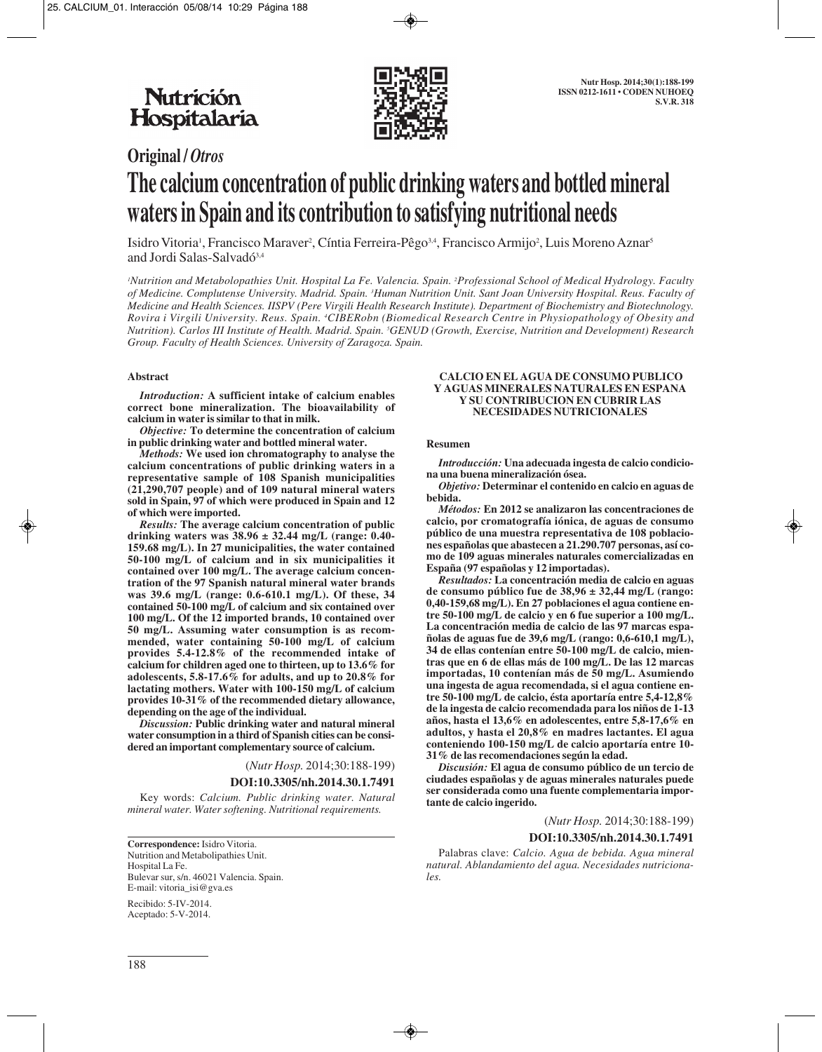**Original / *Otros***

# The calcium concentration of public drinking waters and bottled mineral waters in Spain and its contribution to satisfying nutritional needs

Isidro Vitoria[1], Francisco Maraver[2], Cíntia Ferreira-Pêgo[3,4], Francisco Armijo[2], Luis Moreno Aznar[5] and Jordi Salas-Salvadó[3,4]

*[1]Nutrition and Metabolopathies Unit. Hospital La Fe. Valencia. Spain. [2]Professional School of Medical Hydrology. Faculty of Medicine. Complutense University. Madrid. Spain. [3]Human Nutrition Unit. Sant Joan University Hospital. Reus. Faculty of Medicine and Health Sciences. IISPV (Pere Virgili Health Research Institute). Department of Biochemistry and Biotechnology. Rovira i Virgili University. Reus. Spain. [4]CIBERobn (Biomedical Research Centre in Physiopathology of Obesity and Nutrition). Carlos III Institute of Health. Madrid. Spain. [5]GENUD (Growth, Exercise, Nutrition and Development) Research Group. Faculty of Health Sciences. University of Zaragoza. Spain.*

## Abstract

***Introduction:*** **A sufficient intake of calcium enables correct bone mineralization. The bioavailability of calcium in water is similar to that in milk.**

***Objective:*** **To determine the concentration of calcium in public drinking water and bottled mineral water.**

***Methods:*** **We used ion chromatography to analyse the calcium concentrations of public drinking waters in a representative sample of 108 Spanish municipalities (21,290,707 people) and of 109 natural mineral waters sold in Spain, 97 of which were produced in Spain and 12 of which were imported.**

***Results:*** **The average calcium concentration of public drinking waters was 38.96 ± 32.44 mg/L (range: 0.40-159.68 mg/L). In 27 municipalities, the water contained 50-100 mg/L of calcium and in six municipalities it contained over 100 mg/L. The average calcium concentration of the 97 Spanish natural mineral water brands was 39.6 mg/L (range: 0.6-610.1 mg/L). Of these, 34 contained 50-100 mg/L of calcium and six contained over 100 mg/L. Of the 12 imported brands, 10 contained over 50 mg/L. Assuming water consumption is as recommended, water containing 50-100 mg/L of calcium provides 5.4-12.8% of the recommended intake of calcium for children aged one to thirteen, up to 13.6% for adolescents, 5.8-17.6% for adults, and up to 20.8% for lactating mothers. Water with 100-150 mg/L of calcium provides 10-31% of the recommended dietary allowance, depending on the age of the individual.**

***Discussion:*** **Public drinking water and natural mineral water consumption in a third of Spanish cities can be considered an important complementary source of calcium.**

(*Nutr Hosp.* 2014;30:188-199)

**DOI:10.3305/nh.2014.30.1.7491**

Key words: *Calcium. Public drinking water. Natural mineral water. Water softening. Nutritional requirements.*

## CALCIO EN EL AGUA DE CONSUMO PUBLICO Y AGUAS MINERALES NATURALES EN ESPANA Y SU CONTRIBUCION EN CUBRIR LAS NECESIDADES NUTRICIONALES

### Resumen

***Introducción:*** **Una adecuada ingesta de calcio condiciona una buena mineralización ósea.**

***Objetivo:*** **Determinar el contenido en calcio en aguas de bebida.**

***Métodos:*** **En 2012 se analizaron las concentraciones de calcio, por cromatografía iónica, de aguas de consumo público de una muestra representativa de 108 poblaciones españolas que abastecen a 21.290.707 personas, así como de 109 aguas minerales naturales comercializadas en España (97 españolas y 12 importadas).**

***Resultados:*** **La concentración media de calcio en aguas de consumo público fue de 38,96 ± 32,44 mg/L (rango: 0,40-159,68 mg/L). En 27 poblaciones el agua contiene entre 50-100 mg/L de calcio y en 6 fue superior a 100 mg/L. La concentración media de calcio de las 97 marcas españolas de aguas fue de 39,6 mg/L (rango: 0,6-610,1 mg/L), 34 de ellas contenían entre 50-100 mg/L de calcio, mientras que en 6 de ellas más de 100 mg/L. De las 12 marcas importadas, 10 contenían más de 50 mg/L. Asumiendo una ingesta de agua recomendada, si el agua contiene entre 50-100 mg/L de calcio, ésta aportaría entre 5,4-12,8% de la ingesta de calcio recomendada para los niños de 1-13 años, hasta el 13,6% en adolescentes, entre 5,8-17,6% en adultos, y hasta el 20,8% en madres lactantes. El agua conteniendo 100-150 mg/L de calcio aportaría entre 10-31% de las recomendaciones según la edad.**

***Discusión:*** **El agua de consumo público de un tercio de ciudades españolas y de aguas minerales naturales puede ser considerada como una fuente complementaria importante de calcio ingerido.**

(*Nutr Hosp.* 2014;30:188-199)

**DOI:10.3305/nh.2014.30.1.7491**

Palabras clave: *Calcio. Agua de bebida. Agua mineral natural. Ablandamiento del agua. Necesidades nutricionales.*

---

**Correspondence:** Isidro Vitoria.
Nutrition and Metabolipathies Unit.
Hospital La Fe.
Bulevar sur, s/n. 46021 Valencia. Spain.
E-mail: vitoria_isi@gva.es

Recibido: 5-IV-2014.
Aceptado: 5-V-2014.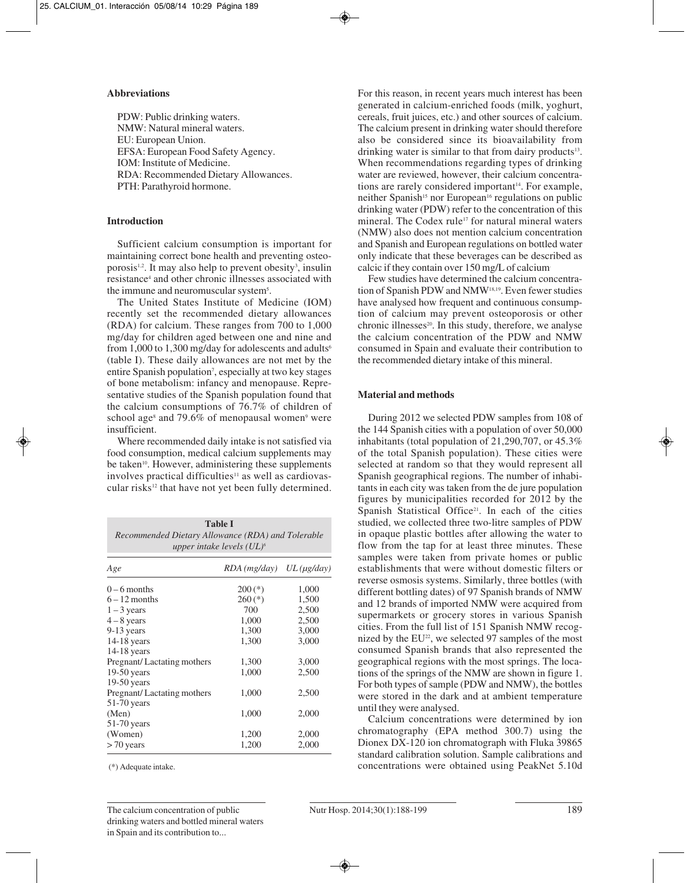## Abbreviations

PDW: Public drinking waters.
NMW: Natural mineral waters.
EU: European Union.
EFSA: European Food Safety Agency.
IOM: Institute of Medicine.
RDA: Recommended Dietary Allowances.
PTH: Parathyroid hormone.

## Introduction

Sufficient calcium consumption is important for maintaining correct bone health and preventing osteoporosis[1,2]. It may also help to prevent obesity[3], insulin resistance[4] and other chronic illnesses associated with the immune and neuromuscular system[5].

The United States Institute of Medicine (IOM) recently set the recommended dietary allowances (RDA) for calcium. These ranges from 700 to 1,000 mg/day for children aged between one and nine and from 1,000 to 1,300 mg/day for adolescents and adults[6] (table I). These daily allowances are not met by the entire Spanish population[7], especially at two key stages of bone metabolism: infancy and menopause. Representative studies of the Spanish population found that the calcium consumptions of 76.7% of children of school age[8] and 79.6% of menopausal women[9] were insufficient.

Where recommended daily intake is not satisfied via food consumption, medical calcium supplements may be taken[10]. However, administering these supplements involves practical difficulties[11] as well as cardiovascular risks[12] that have not yet been fully determined.

**Table I**
*Recommended Dietary Allowance (RDA) and Tolerable upper intake levels (UL)*[6]

| *Age* | *RDA (mg/day)* | *UL (µg/day)* |
|---|---|---|
| 0 – 6 months | 200 (*) | 1,000 |
| 6 – 12 months | 260 (*) | 1,500 |
| 1 – 3 years | 700 | 2,500 |
| 4 – 8 years | 1,000 | 2,500 |
| 9-13 years | 1,300 | 3,000 |
| 14-18 years | 1,300 | 3,000 |
| 14-18 years | | |
| Pregnant/ Lactating mothers | 1,300 | 3,000 |
| 19-50 years | 1,000 | 2,500 |
| 19-50 years | | |
| Pregnant/ Lactating mothers | 1,000 | 2,500 |
| 51-70 years | | |
| (Men) | 1,000 | 2,000 |
| 51-70 years | | |
| (Women) | 1,200 | 2,000 |
| > 70 years | 1,200 | 2,000 |

(*) Adequate intake.

For this reason, in recent years much interest has been generated in calcium-enriched foods (milk, yoghurt, cereals, fruit juices, etc.) and other sources of calcium. The calcium present in drinking water should therefore also be considered since its bioavailability from drinking water is similar to that from dairy products[13]. When recommendations regarding types of drinking water are reviewed, however, their calcium concentrations are rarely considered important[14]. For example, neither Spanish[15] nor European[16] regulations on public drinking water (PDW) refer to the concentration of this mineral. The Codex rule[17] for natural mineral waters (NMW) also does not mention calcium concentration and Spanish and European regulations on bottled water only indicate that these beverages can be described as calcic if they contain over 150 mg/L of calcium.

Few studies have determined the calcium concentration of Spanish PDW and NMW[18,19]. Even fewer studies have analysed how frequent and continuous consumption of calcium may prevent osteoporosis or other chronic illnesses[20]. In this study, therefore, we analyse the calcium concentration of the PDW and NMW consumed in Spain and evaluate their contribution to the recommended dietary intake of this mineral.

## Material and methods

During 2012 we selected PDW samples from 108 of the 144 Spanish cities with a population of over 50,000 inhabitants (total population of 21,290,707, or 45.3% of the total Spanish population). These cities were selected at random so that they would represent all Spanish geographical regions. The number of inhabitants in each city was taken from the de jure population figures by municipalities recorded for 2012 by the Spanish Statistical Office[21]. In each of the cities studied, we collected three two-litre samples of PDW in opaque plastic bottles after allowing the water to flow from the tap for at least three minutes. These samples were taken from private homes or public establishments that were without domestic filters or reverse osmosis systems. Similarly, three bottles (with different bottling dates) of 97 Spanish brands of NMW and 12 brands of imported NMW were acquired from supermarkets or grocery stores in various Spanish cities. From the full list of 151 Spanish NMW recognized by the EU[22], we selected 97 samples of the most consumed Spanish brands that also represented the geographical regions with the most springs. The locations of the springs of the NMW are shown in figure 1. For both types of sample (PDW and NMW), the bottles were stored in the dark and at ambient temperature until they were analysed.

Calcium concentrations were determined by ion chromatography (EPA method 300.7) using the Dionex DX-120 ion chromatograph with Fluka 39865 standard calibration solution. Sample calibrations and concentrations were obtained using PeakNet 5.10d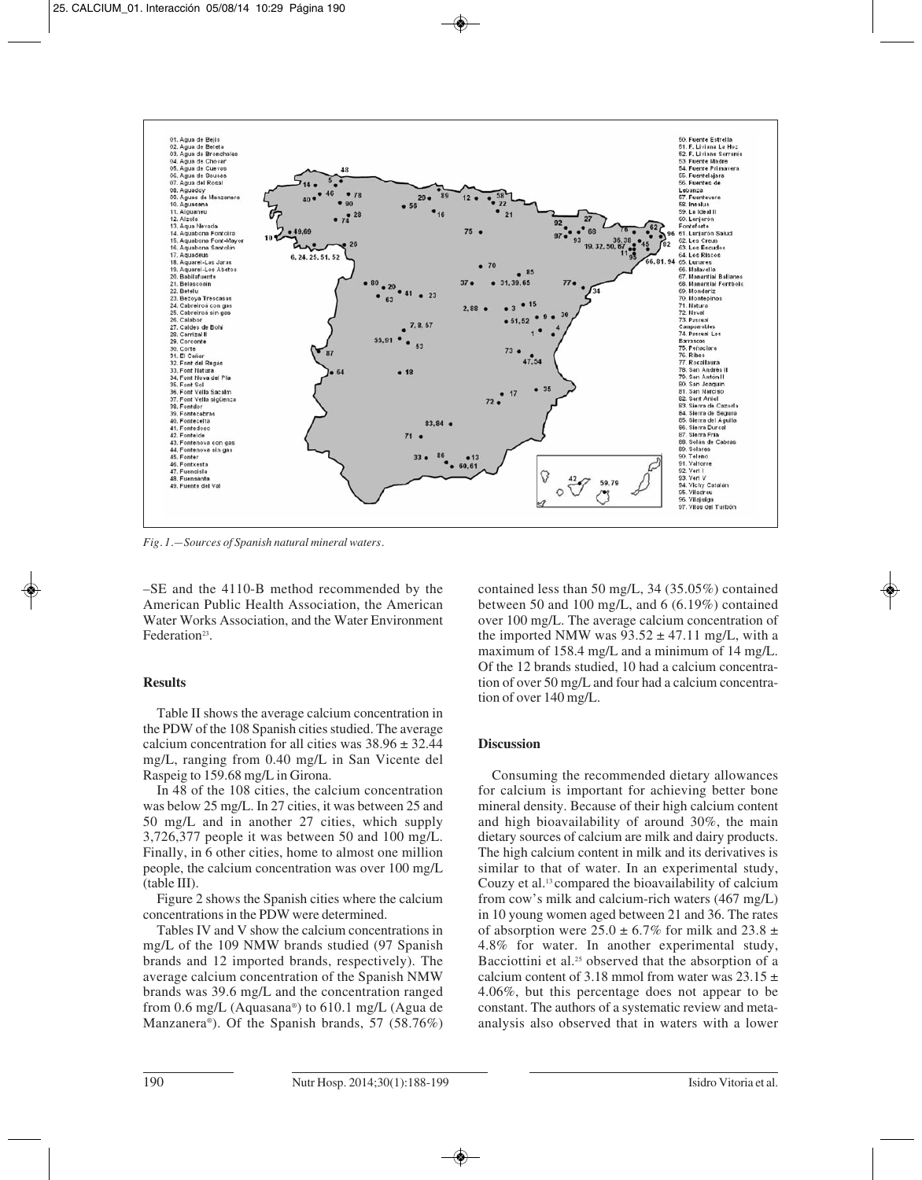*Fig. 1.—Sources of Spanish natural mineral waters.*

–SE and the 4110-B method recommended by the American Public Health Association, the American Water Works Association, and the Water Environment Federation[23].

## Results

Table II shows the average calcium concentration in the PDW of the 108 Spanish cities studied. The average calcium concentration for all cities was 38.96 ± 32.44 mg/L, ranging from 0.40 mg/L in San Vicente del Raspeig to 159.68 mg/L in Girona.

In 48 of the 108 cities, the calcium concentration was below 25 mg/L. In 27 cities, it was between 25 and 50 mg/L and in another 27 cities, which supply 3,726,377 people it was between 50 and 100 mg/L. Finally, in 6 other cities, home to almost one million people, the calcium concentration was over 100 mg/L (table III).

Figure 2 shows the Spanish cities where the calcium concentrations in the PDW were determined.

Tables IV and V show the calcium concentrations in mg/L of the 109 NMW brands studied (97 Spanish brands and 12 imported brands, respectively). The average calcium concentration of the Spanish NMW brands was 39.6 mg/L and the concentration ranged from 0.6 mg/L (Aquasana®) to 610.1 mg/L (Agua de Manzanera®). Of the Spanish brands, 57 (58.76%) contained less than 50 mg/L, 34 (35.05%) contained between 50 and 100 mg/L, and 6 (6.19%) contained over 100 mg/L. The average calcium concentration of the imported NMW was 93.52 ± 47.11 mg/L, with a maximum of 158.4 mg/L and a minimum of 14 mg/L. Of the 12 brands studied, 10 had a calcium concentration of over 50 mg/L and four had a calcium concentration of over 140 mg/L.

## Discussion

Consuming the recommended dietary allowances for calcium is important for achieving better bone mineral density. Because of their high calcium content and high bioavailability of around 30%, the main dietary sources of calcium are milk and dairy products. The high calcium content in milk and its derivatives is similar to that of water. In an experimental study, Couzy et al.[13] compared the bioavailability of calcium from cow's milk and calcium-rich waters (467 mg/L) in 10 young women aged between 21 and 36. The rates of absorption were 25.0 ± 6.7% for milk and 23.8 ± 4.8% for water. In another experimental study, Bacciottini et al.[25] observed that the absorption of a calcium content of 3.18 mmol from water was 23.15 ± 4.06%, but this percentage does not appear to be constant. The authors of a systematic review and meta-analysis also observed that in waters with a lower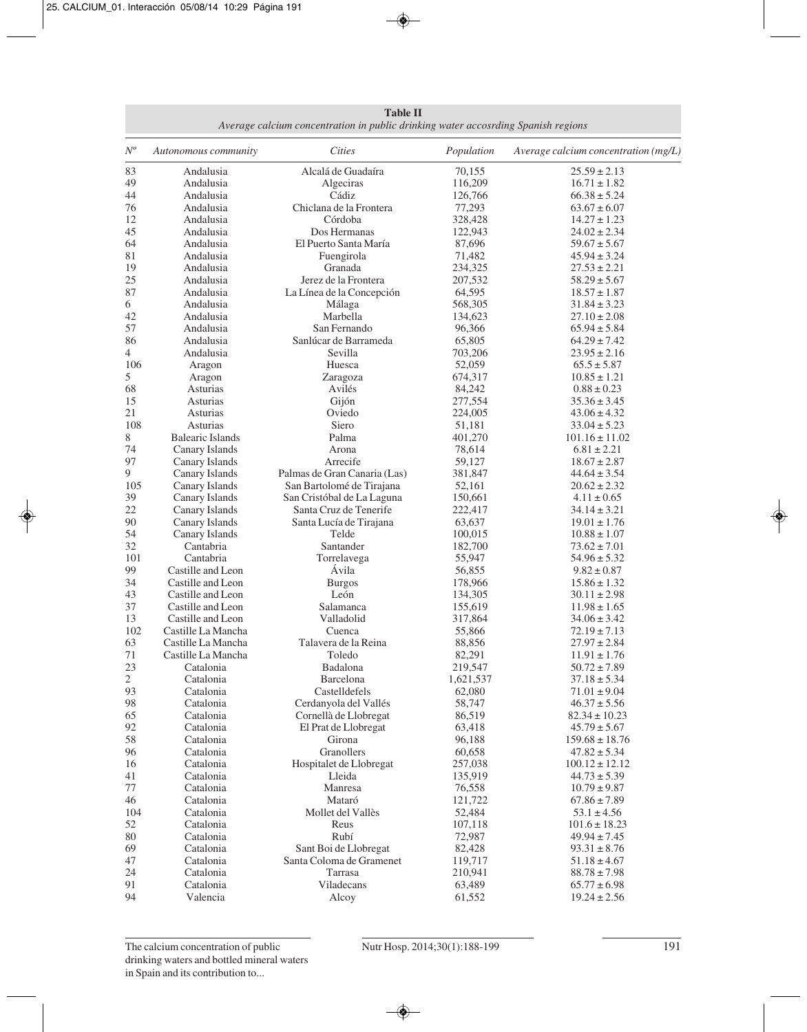**Table II**
*Average calcium concentration in public drinking water accosrding Spanish regions*

| Nº | Autonomous community | Cities | Population | Average calcium concentration (mg/L) |
|---|---|---|---|---|
| 83 | Andalusia | Alcalá de Guadaíra | 70,155 | 25.59 ± 2.13 |
| 49 | Andalusia | Algeciras | 116,209 | 16.71 ± 1.82 |
| 44 | Andalusia | Cádiz | 126,766 | 66.38 ± 5.24 |
| 76 | Andalusia | Chiclana de la Frontera | 77,293 | 63.67 ± 6.07 |
| 12 | Andalusia | Córdoba | 328,428 | 14.27 ± 1.23 |
| 45 | Andalusia | Dos Hermanas | 122,943 | 24.02 ± 2.34 |
| 64 | Andalusia | El Puerto Santa María | 87,696 | 59.67 ± 5.67 |
| 81 | Andalusia | Fuengirola | 71,482 | 45.94 ± 3.24 |
| 19 | Andalusia | Granada | 234,325 | 27.53 ± 2.21 |
| 25 | Andalusia | Jerez de la Frontera | 207,532 | 58.29 ± 5.67 |
| 87 | Andalusia | La Línea de la Concepción | 64,595 | 18.57 ± 1.87 |
| 6 | Andalusia | Málaga | 568,305 | 31.84 ± 3.23 |
| 42 | Andalusia | Marbella | 134,623 | 27.10 ± 2.08 |
| 57 | Andalusia | San Fernando | 96,366 | 65.94 ± 5.84 |
| 86 | Andalusia | Sanlúcar de Barrameda | 65,805 | 64.29 ± 7.42 |
| 4 | Andalusia | Sevilla | 703,206 | 23.95 ± 2.16 |
| 106 | Aragon | Huesca | 52,059 | 65.5 ± 5.87 |
| 5 | Aragon | Zaragoza | 674,317 | 10.85 ± 1.21 |
| 68 | Asturias | Avilés | 84,242 | 0.88 ± 0.23 |
| 15 | Asturias | Gijón | 277,554 | 35.36 ± 3.45 |
| 21 | Asturias | Oviedo | 224,005 | 43.06 ± 4.32 |
| 108 | Asturias | Siero | 51,181 | 33.04 ± 5.23 |
| 8 | Balearic Islands | Palma | 401,270 | 101.16 ± 11.02 |
| 74 | Canary Islands | Arona | 78,614 | 6.81 ± 2.21 |
| 97 | Canary Islands | Arrecife | 59,127 | 18.67 ± 2.87 |
| 9 | Canary Islands | Palmas de Gran Canaria (Las) | 381,847 | 44.64 ± 3.54 |
| 105 | Canary Islands | San Bartolomé de Tirajana | 52,161 | 20.62 ± 2.32 |
| 39 | Canary Islands | San Cristóbal de La Laguna | 150,661 | 4.11 ± 0.65 |
| 22 | Canary Islands | Santa Cruz de Tenerife | 222,417 | 34.14 ± 3.21 |
| 90 | Canary Islands | Santa Lucía de Tirajana | 63,637 | 19.01 ± 1.76 |
| 54 | Canary Islands | Telde | 100,015 | 10.88 ± 1.07 |
| 32 | Cantabria | Santander | 182,700 | 73.62 ± 7.01 |
| 101 | Cantabria | Torrelavega | 55,947 | 54.96 ± 5.32 |
| 99 | Castille and Leon | Ávila | 56,855 | 9.82 ± 0.87 |
| 34 | Castille and Leon | Burgos | 178,966 | 15.86 ± 1.32 |
| 43 | Castille and Leon | León | 134,305 | 30.11 ± 2.98 |
| 37 | Castille and Leon | Salamanca | 155,619 | 11.98 ± 1.65 |
| 13 | Castille and Leon | Valladolid | 317,864 | 34.06 ± 3.42 |
| 102 | Castille La Mancha | Cuenca | 55,866 | 72.19 ± 7.13 |
| 63 | Castille La Mancha | Talavera de la Reina | 88,856 | 27.97 ± 2.84 |
| 71 | Castille La Mancha | Toledo | 82,291 | 11.91 ± 1.76 |
| 23 | Catalonia | Badalona | 219,547 | 50.72 ± 7.89 |
| 2 | Catalonia | Barcelona | 1,621,537 | 37.18 ± 5.34 |
| 93 | Catalonia | Castelldefels | 62,080 | 71.01 ± 9.04 |
| 98 | Catalonia | Cerdanyola del Vallés | 58,747 | 46.37 ± 5.56 |
| 65 | Catalonia | Cornellà de Llobregat | 86,519 | 82.34 ± 10.23 |
| 92 | Catalonia | El Prat de Llobregat | 63,418 | 45.79 ± 5.67 |
| 58 | Catalonia | Girona | 96,188 | 159.68 ± 18.76 |
| 96 | Catalonia | Granollers | 60,658 | 47.82 ± 5.34 |
| 16 | Catalonia | Hospitalet de Llobregat | 257,038 | 100.12 ± 12.12 |
| 41 | Catalonia | Lleida | 135,919 | 44.73 ± 5.39 |
| 77 | Catalonia | Manresa | 76,558 | 10.79 ± 9.87 |
| 46 | Catalonia | Mataró | 121,722 | 67.86 ± 7.89 |
| 104 | Catalonia | Mollet del Vallès | 52,484 | 53.1 ± 4.56 |
| 52 | Catalonia | Reus | 107,118 | 101.6 ± 18.23 |
| 80 | Catalonia | Rubí | 72,987 | 49.94 ± 7.45 |
| 69 | Catalonia | Sant Boi de Llobregat | 82,428 | 93.31 ± 8.76 |
| 47 | Catalonia | Santa Coloma de Gramenet | 119,717 | 51.18 ± 4.67 |
| 24 | Catalonia | Tarrasa | 210,941 | 88.78 ± 7.98 |
| 91 | Catalonia | Viladecans | 63,489 | 65.77 ± 6.98 |
| 94 | Valencia | Alcoy | 61,552 | 19.24 ± 2.56 |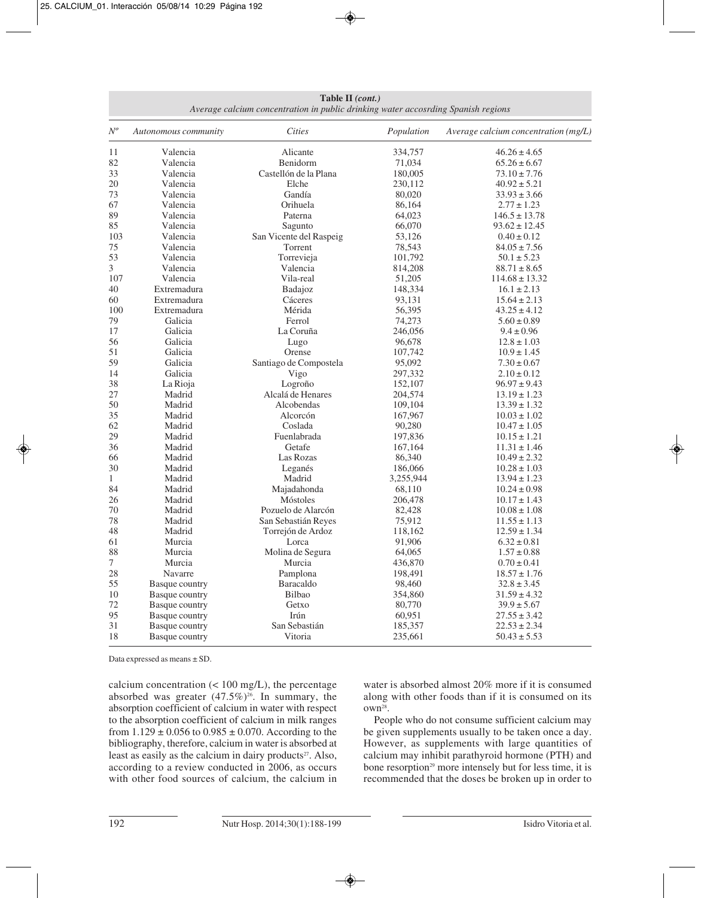**Table II (cont.)**
*Average calcium concentration in public drinking water accosrding Spanish regions*

| Nº | Autonomous community | Cities | Population | Average calcium concentration (mg/L) |
|---|---|---|---|---|
| 11 | Valencia | Alicante | 334,757 | 46.26 ± 4.65 |
| 82 | Valencia | Benidorm | 71,034 | 65.26 ± 6.67 |
| 33 | Valencia | Castellón de la Plana | 180,005 | 73.10 ± 7.76 |
| 20 | Valencia | Elche | 230,112 | 40.92 ± 5.21 |
| 73 | Valencia | Gandía | 80,020 | 33.93 ± 3.66 |
| 67 | Valencia | Orihuela | 86,164 | 2.77 ± 1.23 |
| 89 | Valencia | Paterna | 64,023 | 146.5 ± 13.78 |
| 85 | Valencia | Sagunto | 66,070 | 93.62 ± 12.45 |
| 103 | Valencia | San Vicente del Raspeig | 53,126 | 0.40 ± 0.12 |
| 75 | Valencia | Torrent | 78,543 | 84.05 ± 7.56 |
| 53 | Valencia | Torrevieja | 101,792 | 50.1 ± 5.23 |
| 3 | Valencia | Valencia | 814,208 | 88.71 ± 8.65 |
| 107 | Valencia | Vila-real | 51,205 | 114.68 ± 13.32 |
| 40 | Extremadura | Badajoz | 148,334 | 16.1 ± 2.13 |
| 60 | Extremadura | Cáceres | 93,131 | 15.64 ± 2.13 |
| 100 | Extremadura | Mérida | 56,395 | 43.25 ± 4.12 |
| 79 | Galicia | Ferrol | 74,273 | 5.60 ± 0.89 |
| 17 | Galicia | La Coruña | 246,056 | 9.4 ± 0.96 |
| 56 | Galicia | Lugo | 96,678 | 12.8 ± 1.03 |
| 51 | Galicia | Orense | 107,742 | 10.9 ± 1.45 |
| 59 | Galicia | Santiago de Compostela | 95,092 | 7.30 ± 0.67 |
| 14 | Galicia | Vigo | 297,332 | 2.10 ± 0.12 |
| 38 | La Rioja | Logroño | 152,107 | 96.97 ± 9.43 |
| 27 | Madrid | Alcalá de Henares | 204,574 | 13.19 ± 1.23 |
| 50 | Madrid | Alcobendas | 109,104 | 13.39 ± 1.32 |
| 35 | Madrid | Alcorcón | 167,967 | 10.03 ± 1.02 |
| 62 | Madrid | Coslada | 90,280 | 10.47 ± 1.05 |
| 29 | Madrid | Fuenlabrada | 197,836 | 10.15 ± 1.21 |
| 36 | Madrid | Getafe | 167,164 | 11.31 ± 1.46 |
| 66 | Madrid | Las Rozas | 86,340 | 10.49 ± 2.32 |
| 30 | Madrid | Leganés | 186,066 | 10.28 ± 1.03 |
| 1 | Madrid | Madrid | 3,255,944 | 13.94 ± 1.23 |
| 84 | Madrid | Majadahonda | 68,110 | 10.24 ± 0.98 |
| 26 | Madrid | Móstoles | 206,478 | 10.17 ± 1.43 |
| 70 | Madrid | Pozuelo de Alarcón | 82,428 | 10.08 ± 1.08 |
| 78 | Madrid | San Sebastián Reyes | 75,912 | 11.55 ± 1.13 |
| 48 | Madrid | Torrejón de Ardoz | 118,162 | 12.59 ± 1.34 |
| 61 | Murcia | Lorca | 91,906 | 6.32 ± 0.81 |
| 88 | Murcia | Molina de Segura | 64,065 | 1.57 ± 0.88 |
| 7 | Murcia | Murcia | 436,870 | 0.70 ± 0.41 |
| 28 | Navarre | Pamplona | 198,491 | 18.57 ± 1.76 |
| 55 | Basque country | Baracaldo | 98,460 | 32.8 ± 3.45 |
| 10 | Basque country | Bilbao | 354,860 | 31.59 ± 4.32 |
| 72 | Basque country | Getxo | 80,770 | 39.9 ± 5.67 |
| 95 | Basque country | Irún | 60,951 | 27.55 ± 3.42 |
| 31 | Basque country | San Sebastián | 185,357 | 22.53 ± 2.34 |
| 18 | Basque country | Vitoria | 235,661 | 50.43 ± 5.53 |

Data expressed as means ± SD.

calcium concentration (< 100 mg/L), the percentage absorbed was greater (47.5%)[26]. In summary, the absorption coefficient of calcium in water with respect to the absorption coefficient of calcium in milk ranges from 1.129 ± 0.056 to 0.985 ± 0.070. According to the bibliography, therefore, calcium in water is absorbed at least as easily as the calcium in dairy products[27]. Also, according to a review conducted in 2006, as occurs with other food sources of calcium, the calcium in water is absorbed almost 20% more if it is consumed along with other foods than if it is consumed on its own[28].

People who do not consume sufficient calcium may be given supplements usually to be taken once a day. However, as supplements with large quantities of calcium may inhibit parathyroid hormone (PTH) and bone resorption[29] more intensely but for less time, it is recommended that the doses be broken up in order to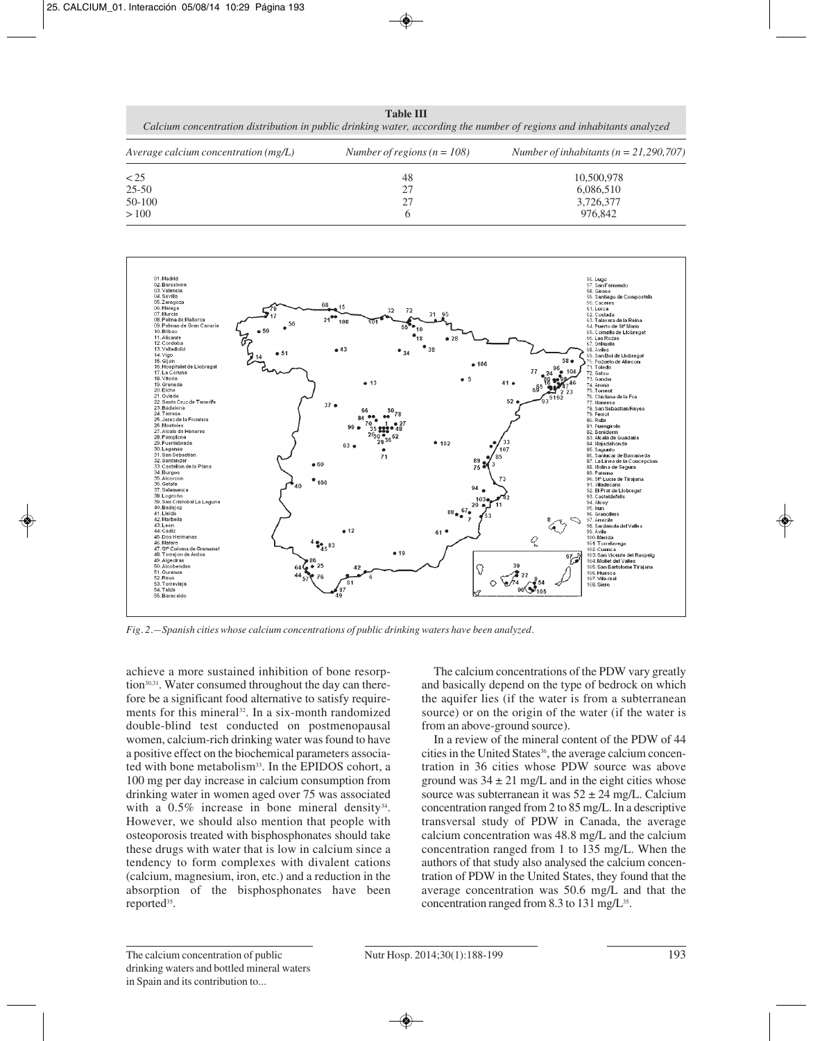**Table III**
*Calcium concentration distribution in public drinking water, according the number of regions and inhabitants analyzed*

| *Average calcium concentration (mg/L)* | *Number of regions (n = 108)* | *Number of inhabitants (n = 21,290,707)* |
|---|---|---|
| < 25 | 48 | 10,500,978 |
| 25-50 | 27 | 6,086,510 |
| 50-100 | 27 | 3,726,377 |
| > 100 | 6 | 976,842 |

*Fig. 2.—Spanish cities whose calcium concentrations of public drinking waters have been analyzed.*

achieve a more sustained inhibition of bone resorption[30,31]. Water consumed throughout the day can therefore be a significant food alternative to satisfy requirements for this mineral[32]. In a six-month randomized double-blind test conducted on postmenopausal women, calcium-rich drinking water was found to have a positive effect on the biochemical parameters associated with bone metabolism[33]. In the EPIDOS cohort, a 100 mg per day increase in calcium consumption from drinking water in women aged over 75 was associated with a 0.5% increase in bone mineral density[34]. However, we should also mention that people with osteoporosis treated with bisphosphonates should take these drugs with water that is low in calcium since a tendency to form complexes with divalent cations (calcium, magnesium, iron, etc.) and a reduction in the absorption of the bisphosphonates have been reported[35].

The calcium concentrations of the PDW vary greatly and basically depend on the type of bedrock on which the aquifer lies (if the water is from a subterranean source) or on the origin of the water (if the water is from an above-ground source).

In a review of the mineral content of the PDW of 44 cities in the United States[36], the average calcium concentration in 36 cities whose PDW source was above ground was $34 \pm 21$ mg/L and in the eight cities whose source was subterranean it was $52 \pm 24$ mg/L. Calcium concentration ranged from 2 to 85 mg/L. In a descriptive transversal study of PDW in Canada, the average calcium concentration was 48.8 mg/L and the calcium concentration ranged from 1 to 135 mg/L. When the authors of that study also analysed the calcium concentration of PDW in the United States, they found that the average concentration was 50.6 mg/L and that the concentration ranged from 8.3 to 131 mg/L[35].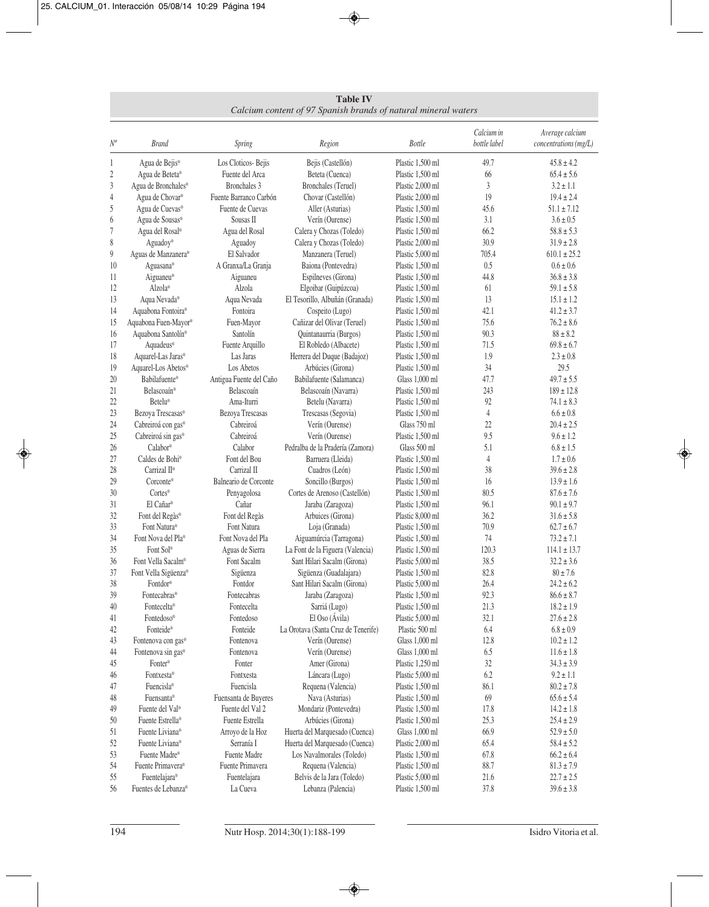**Table IV**
*Calcium content of 97 Spanish brands of natural mineral waters*

| Nº | Brand | Spring | Region | Bottle | Calcium in bottle label | Average calcium concentrations (mg/L) |
|---|---|---|---|---|---|---|
| 1 | Agua de Bejis® | Los Cloticos- Bejis | Bejis (Castellón) | Plastic 1,500 ml | 49.7 | 45.8 ± 4.2 |
| 2 | Agua de Beteta® | Fuente del Arca | Beteta (Cuenca) | Plastic 1,500 ml | 66 | 65.4 ± 5.6 |
| 3 | Agua de Bronchales® | Bronchales 3 | Bronchales (Teruel) | Plastic 2,000 ml | 3 | 3.2 ± 1.1 |
| 4 | Agua de Chovar® | Fuente Barranco Carbón | Chovar (Castellón) | Plastic 2,000 ml | 19 | 19.4 ± 2.4 |
| 5 | Agua de Cuevas® | Fuente de Cuevas | Aller (Asturias) | Plastic 1,500 ml | 45.6 | 51.1 ± 7.12 |
| 6 | Agua de Sousas® | Sousas II | Verín (Ourense) | Plastic 1,500 ml | 3.1 | 3.6 ± 0.5 |
| 7 | Agua del Rosal® | Agua del Rosal | Calera y Chozas (Toledo) | Plastic 1,500 ml | 66.2 | 58.8 ± 5.3 |
| 8 | Aguadoy® | Aguadoy | Calera y Chozas (Toledo) | Plastic 2,000 ml | 30.9 | 31.9 ± 2.8 |
| 9 | Aguas de Manzanera® | El Salvador | Manzanera (Teruel) | Plastic 5,000 ml | 705.4 | 610.1 ± 25.2 |
| 10 | Aguasana® | A Granxa/La Granja | Baiona (Pontevedra) | Plastic 1,500 ml | 0.5 | 0.6 ± 0.6 |
| 11 | Aiguaneu® | Aiguaneu | Espilneves (Girona) | Plastic 1,500 ml | 44.8 | 36.8 ± 3.8 |
| 12 | Alzola® | Alzola | Elgoibar (Guipúzcoa) | Plastic 1,500 ml | 61 | 59.1 ± 5.8 |
| 13 | Aqua Nevada® | Aqua Nevada | El Tesorillo, Albuñán (Granada) | Plastic 1,500 ml | 13 | 15.1 ± 1.2 |
| 14 | Aquabona Fontoira® | Fontoira | Cospeito (Lugo) | Plastic 1,500 ml | 42.1 | 41.2 ± 3.7 |
| 15 | Aquabona Fuen-Mayor® | Fuen-Mayor | Cañizar del Olivar (Teruel) | Plastic 1,500 ml | 75.6 | 76.2 ± 8.6 |
| 16 | Aquabona Santolín® | Santolín | Quintanaurria (Burgos) | Plastic 1,500 ml | 90.3 | 88 ± 8.2 |
| 17 | Aquadeus® | Fuente Arquillo | El Robledo (Albacete) | Plastic 1,500 ml | 71.5 | 69.8 ± 6.7 |
| 18 | Aquarel-Las Jaras® | Las Jaras | Herrera del Duque (Badajoz) | Plastic 1,500 ml | 1.9 | 2.3 ± 0.8 |
| 19 | Aquarel-Los Abetos® | Los Abetos | Arbúcies (Girona) | Plastic 1,500 ml | 34 | 29.5 |
| 20 | Babilafuente® | Antigua Fuente del Caño | Babilafuente (Salamanca) | Glass 1,000 ml | 47.7 | 49.7 ± 5.5 |
| 21 | Belascoaín® | Belascoaín | Belascoaín (Navarra) | Plastic 1,500 ml | 243 | 189 ± 12.8 |
| 22 | Betelu® | Ama-Iturri | Betelu (Navarra) | Plastic 1,500 ml | 92 | 74.1 ± 8.3 |
| 23 | Bezoya Trescasas® | Bezoya Trescasas | Trescasas (Segovia) | Plastic 1,500 ml | 4 | 6.6 ± 0.8 |
| 24 | Cabreiroá con gas® | Cabreiroá | Verín (Ourense) | Glass 750 ml | 22 | 20.4 ± 2.5 |
| 25 | Cabreiroá sin gas® | Cabreiroá | Verín (Ourense) | Plastic 1,500 ml | 9.5 | 9.6 ± 1.2 |
| 26 | Calabor® | Calabor | Pedralba de la Pradería (Zamora) | Glass 500 ml | 5.1 | 6.8 ± 1.5 |
| 27 | Caldes de Bohi® | Font del Bou | Barruera (Lleida) | Plastic 1,500 ml | 4 | 1.7 ± 0.6 |
| 28 | Carrizal II® | Carrizal II | Cuadros (León) | Plastic 1,500 ml | 38 | 39.6 ± 2.8 |
| 29 | Corconte® | Balneario de Corconte | Soncillo (Burgos) | Plastic 1,500 ml | 16 | 13.9 ± 1.6 |
| 30 | Cortes® | Penyagolosa | Cortes de Arenoso (Castellón) | Plastic 1,500 ml | 80.5 | 87.6 ± 7.6 |
| 31 | El Cañar® | Cañar | Jaraba (Zaragoza) | Plastic 1,500 ml | 96.1 | 90.1 ± 9.7 |
| 32 | Font del Regàs® | Font del Regàs | Arbuices (Girona) | Plastic 8,000 ml | 36.2 | 31.6 ± 5.8 |
| 33 | Font Natura® | Font Natura | Loja (Granada) | Plastic 1,500 ml | 70.9 | 62.7 ± 6.7 |
| 34 | Font Nova del Pla® | Font Nova del Pla | Aiguamúrcia (Tarragona) | Plastic 1,500 ml | 74 | 73.2 ± 7.1 |
| 35 | Font Sol® | Aguas de Sierra | La Font de la Figuera (Valencia) | Plastic 1,500 ml | 120.3 | 114.1 ± 13.7 |
| 36 | Font Vella Sacalm® | Font Sacalm | Sant Hilari Sacalm (Girona) | Plastic 5,000 ml | 38.5 | 32.2 ± 3.6 |
| 37 | Font Vella Sigüenza® | Sigüenza | Sigüenza (Guadalajara) | Plastic 1,500 ml | 82.8 | 80 ± 7.6 |
| 38 | Fontdor® | Fontdor | Sant Hilari Sacalm (Girona) | Plastic 5,000 ml | 26.4 | 24.2 ± 6.2 |
| 39 | Fontecabras® | Fontecabras | Jaraba (Zaragoza) | Plastic 1,500 ml | 92.3 | 86.6 ± 8.7 |
| 40 | Fontecelta® | Fontecelta | Sarriá (Lugo) | Plastic 1,500 ml | 21.3 | 18.2 ± 1.9 |
| 41 | Fontedoso® | Fontedoso | El Oso (Ávila) | Plastic 5,000 ml | 32.1 | 27.6 ± 2.8 |
| 42 | Fonteide® | Fonteide | La Orotava (Santa Cruz de Tenerife) | Plastic 500 ml | 6.4 | 6.8 ± 0.9 |
| 43 | Fontenova con gas® | Fontenova | Verín (Ourense) | Glass 1,000 ml | 12.8 | 10.2 ± 1.2 |
| 44 | Fontenova sin gas® | Fontenova | Verín (Ourense) | Glass 1,000 ml | 6.5 | 11.6 ± 1.8 |
| 45 | Fonter® | Fonter | Amer (Girona) | Plastic 1,250 ml | 32 | 34.3 ± 3.9 |
| 46 | Fontxesta® | Fontxesta | Láncara (Lugo) | Plastic 5,000 ml | 6.2 | 9.2 ± 1.1 |
| 47 | Fuencisla® | Fuencisla | Requena (Valencia) | Plastic 1,500 ml | 86.1 | 80.2 ± 7.8 |
| 48 | Fuensanta® | Fuensanta de Buyeres | Nava (Asturias) | Plastic 1,500 ml | 69 | 65.6 ± 5.4 |
| 49 | Fuente del Val® | Fuente del Val 2 | Mondariz (Pontevedra) | Plastic 1,500 ml | 17.8 | 14.2 ± 1.8 |
| 50 | Fuente Estrella® | Fuente Estrella | Arbúcies (Girona) | Plastic 1,500 ml | 25.3 | 25.4 ± 2.9 |
| 51 | Fuente Liviana® | Arroyo de la Hoz | Huerta del Marquesado (Cuenca) | Glass 1,000 ml | 66.9 | 52.9 ± 5.0 |
| 52 | Fuente Liviana® | Serranía I | Huerta del Marquesado (Cuenca) | Plastic 2,000 ml | 65.4 | 58.4 ± 5.2 |
| 53 | Fuente Madre® | Fuente Madre | Los Navalmorales (Toledo) | Plastic 1,500 ml | 67.8 | 66.2 ± 6.4 |
| 54 | Fuente Primavera® | Fuente Primavera | Requena (Valencia) | Plastic 1,500 ml | 88.7 | 81.3 ± 7.9 |
| 55 | Fuentelajara® | Fuentelajara | Belvis de la Jara (Toledo) | Plastic 5,000 ml | 21.6 | 22.7 ± 2.5 |
| 56 | Fuentes de Lebanza® | La Cueva | Lebanza (Palencia) | Plastic 1,500 ml | 37.8 | 39.6 ± 3.8 |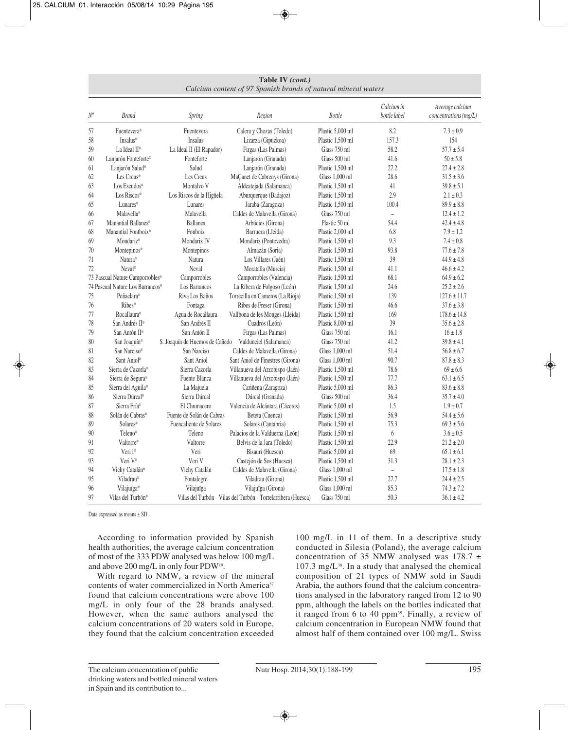**Table IV** *(cont.)*
*Calcium content of 97 Spanish brands of natural mineral waters*

| *Nº* | *Brand* | *Spring* | *Region* | *Bottle* | *Calcium in bottle label* | *Average calcium concentrations (mg/L)* |
|---|---|---|---|---|---|---|
| 57 | Fuentevera® | Fuentevera | Calera y Chozas (Toledo) | Plastic 5,000 ml | 8.2 | 7.3 ± 0.9 |
| 58 | Insalus® | Insalus | Lizarza (Gipuzkoa) | Plastic 1,500 ml | 157.3 | 154 |
| 59 | La Ideal II® | La Ideal II (El Rapador) | Firgas (Las Palmas) | Glass 750 ml | 58.2 | 57.7 ± 5.4 |
| 60 | Lanjarón Fonteforte® | Fonteforte | Lanjarón (Granada) | Glass 500 ml | 41.6 | 50 ± 5.8 |
| 61 | Lanjarón Salud® | Salud | Lanjarón (Granada) | Plastic 1,500 ml | 27.2 | 27.4 ± 2.8 |
| 62 | Les Creus® | Les Creus | MaÇanet de Cabrenys (Girona) | Glass 1,000 ml | 28.6 | 31.5 ± 3.6 |
| 63 | Los Escudos® | Montalvo V | Aldeatejada (Salamanca) | Plastic 1,500 ml | 41 | 39.8 ± 5.1 |
| 64 | Los Riscos® | Los Riscos de la Higüela | Aburquerque (Badajoz) | Plastic 1,500 ml | 2.9 | 2.1 ± 0.3 |
| 65 | Lunares® | Lunares | Jaraba (Zaragoza) | Plastic 1,500 ml | 100.4 | 89.9 ± 8.8 |
| 66 | Malavella® | Malavella | Caldes de Malavella (Girona) | Glass 750 ml | – | 12.4 ± 1.2 |
| 67 | Manantial Ballanes® | Ballanes | Arbúcies (Girona) | Plastic 50 ml | 54.4 | 42.4 ± 4.8 |
| 68 | Manantial Fontboix® | Fonboix | Barruera (Lleida) | Plastic 2,000 ml | 6.8 | 7.9 ± 1.2 |
| 69 | Mondariz® | Mondariz IV | Mondariz (Pontevedra) | Plastic 1,500 ml | 9.3 | 7.4 ± 0.8 |
| 70 | Montepinos® | Montepinos | Almazán (Soria) | Plastic 1,500 ml | 93.8 | 77.6 ± 7.8 |
| 71 | Natura® | Natura | Los Villares (Jaén) | Plastic 1,500 ml | 39 | 44.9 ± 4.8 |
| 72 | Neval® | Neval | Moratalla (Murcia) | Plastic 1,500 ml | 41.1 | 46.6 ± 4.2 |
| 73 | Pascual Nature Camporrobles® | Camporrobles | Camporrobles (Valencia) | Plastic 1,500 ml | 68.1 | 64.9 ± 6.2 |
| 74 | Pascual Nature Los Barrancos® | Los Barrancos | La Ribera de Folgoso (León) | Plastic 1,500 ml | 24.6 | 25.2 ± 2.6 |
| 75 | Peñaclara® | Riva Los Baños | Torrecilla en Cameros (La Rioja) | Plastic 1,500 ml | 139 | 127.6 ± 11.7 |
| 76 | Ribes® | Fontaga | Ribes de Freser (Girona) | Plastic 1,500 ml | 46.6 | 37.6 ± 3.8 |
| 77 | Rocallaura® | Agua de Rocallaura | Vallbona de les Monges (Lleida) | Plastic 1,500 ml | 169 | 178.6 ± 14.8 |
| 78 | San Andrés II® | San Andrés II | Cuadros (León) | Plastic 8,000 ml | 39 | 35.6 ± 2.8 |
| 79 | San Antón II® | San Antón II | Firgas (Las Palmas) | Glass 750 ml | 16.1 | 16 ± 1.8 |
| 80 | San Joaquín® | S. Joaquín de Huemos de Cañedo | Valdunciel (Salamanca) | Glass 750 ml | 41.2 | 39.8 ± 4.1 |
| 81 | San Narciso® | San Narciso | Caldes de Malavella (Girona) | Glass 1,000 ml | 51.4 | 56.8 ± 6.7 |
| 82 | Sant Aniol® | Sant Aniol | Sant Aniol de Finestres (Girona) | Glass 1,000 ml | 90.7 | 87.8 ± 8.3 |
| 83 | Sierra de Cazorla® | Sierra Cazorla | Villanueva del Arzobispo (Jaén) | Plastic 1,500 ml | 78.6 | 69 ± 6.6 |
| 84 | Sierra de Segura® | Fuente Blanca | Villanueva del Arzobispo (Jaén) | Plastic 1,500 ml | 77.7 | 63.1 ± 6.5 |
| 85 | Sierra del Aguila® | La Majuela | Cariñena (Zaragoza) | Plastic 5,000 ml | 86.3 | 83.6 ± 8.8 |
| 86 | Sierra Dúrcal® | Sierra Dúrcal | Dúrcal (Granada) | Glass 500 ml | 36.4 | 35.7 ± 4.0 |
| 87 | Sierra Fría® | El Chumacero | Valencia de Alcántara (Cáceres) | Plastic 5,000 ml | 1.5 | 1.9 ± 0.7 |
| 88 | Solán de Cabras® | Fuente de Solán de Cabras | Beteta (Cuenca) | Plastic 1,500 ml | 56.9 | 54.4 ± 5.6 |
| 89 | Solares® | Fuencaliente de Solares | Solares (Cantabria) | Plastic 1,500 ml | 75.3 | 69.3 ± 5.6 |
| 90 | Teleno® | Teleno | Palacios de la Valduerna (León) | Plastic 1,500 ml | 6 | 3.6 ± 0.5 |
| 91 | Valtorre® | Valtorre | Belvis de la Jara (Toledo) | Plastic 1,500 ml | 22.9 | 21.2 ± 2.0 |
| 92 | Veri I® | Veri | Bisauri (Huesca) | Plastic 5,000 ml | 69 | 65.1 ± 6.1 |
| 93 | Veri V® | Veri V | Castejón de Sos (Huesca) | Plastic 1,500 ml | 31.3 | 28.1 ± 2.3 |
| 94 | Vichy Catalán® | Vichy Catalán | Caldes de Malavella (Girona) | Glass 1,000 ml | – | 17.5 ± 1.8 |
| 95 | Viladrau® | Fontalegre | Viladrau (Girona) | Plastic 1,500 ml | 27.7 | 24.4 ± 2.5 |
| 96 | Vilajuïga® | Vilajuïga | Vilajuïga (Girona) | Glass 1,000 ml | 85.3 | 74.3 ± 7.2 |
| 97 | Vilas del Turbón® | Vilas del Turbón | Vilas del Turbón - Torrelarribera (Huesca) | Glass 750 ml | 50.3 | 36.1 ± 4.2 |

Data expressed as means ± SD.

According to information provided by Spanish health authorities, the average calcium concentration of most of the 333 PDW analysed was below 100 mg/L and above 200 mg/L in only four PDW[19].

With regard to NMW, a review of the mineral contents of water commercialized in North America[37] found that calcium concentrations were above 100 mg/L in only four of the 28 brands analysed. However, when the same authors analysed the calcium concentrations of 20 waters sold in Europe, they found that the calcium concentration exceeded 100 mg/L in 11 of them. In a descriptive study conducted in Silesia (Poland), the average calcium concentration of 35 NMW analysed was 178.7 ± 107.3 mg/L[38]. In a study that analysed the chemical composition of 21 types of NMW sold in Saudi Arabia, the authors found that the calcium concentrations analysed in the laboratory ranged from 12 to 90 ppm, although the labels on the bottles indicated that it ranged from 6 to 40 ppm[39]. Finally, a review of calcium concentration in European NMW found that almost half of them contained over 100 mg/L. Swiss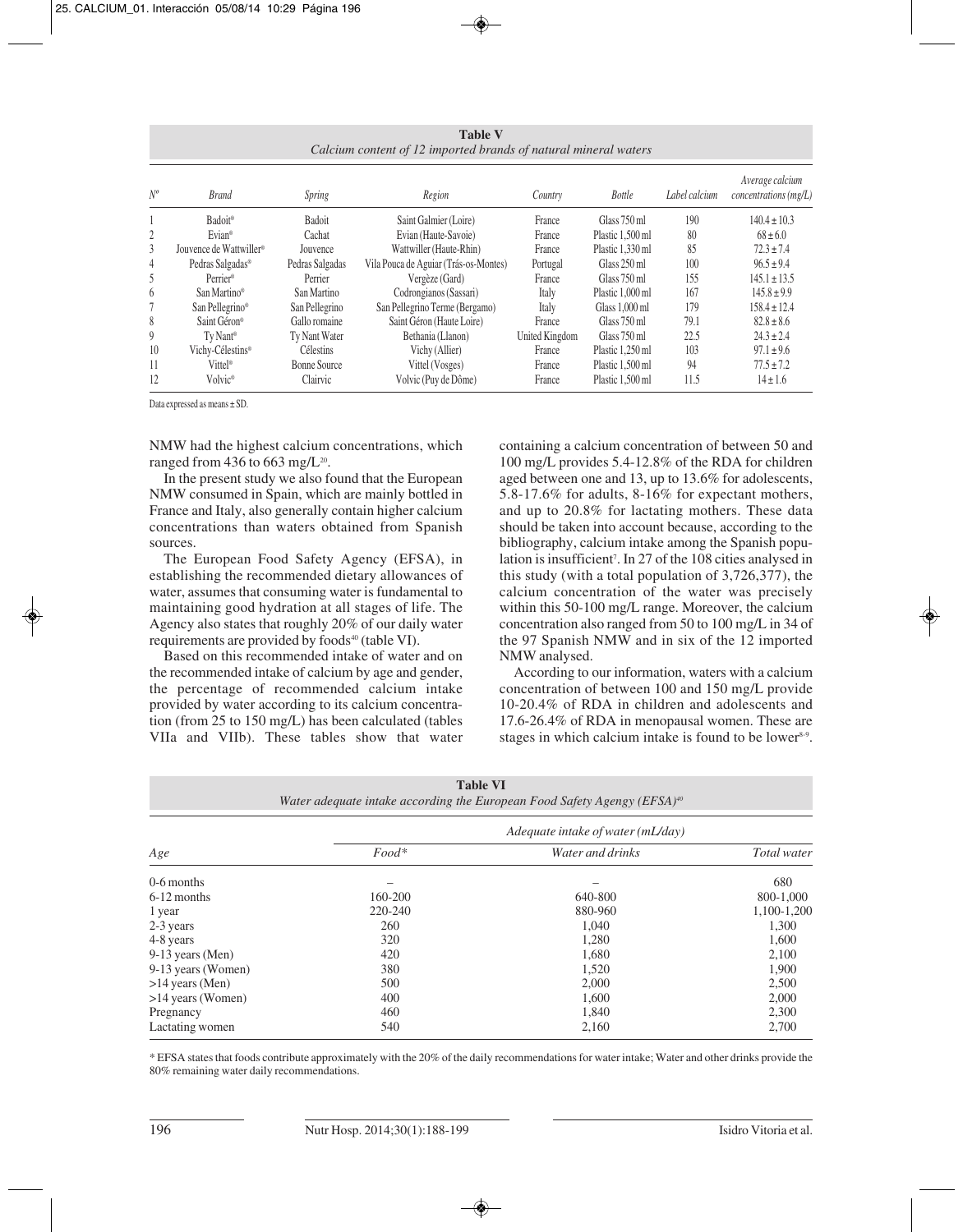**Table V**
*Calcium content of 12 imported brands of natural mineral waters*

| Nº | Brand | Spring | Region | Country | Bottle | Label calcium | Average calcium concentrations (mg/L) |
|---|---|---|---|---|---|---|---|
| 1 | Badoit® | Badoit | Saint Galmier (Loire) | France | Glass 750 ml | 190 | 140.4 ± 10.3 |
| 2 | Evian® | Cachat | Evian (Haute-Savoie) | France | Plastic 1,500 ml | 80 | 68 ± 6.0 |
| 3 | Jouvence de Wattwiller® | Jouvence | Wattwiller (Haute-Rhin) | France | Plastic 1,330 ml | 85 | 72.3 ± 7.4 |
| 4 | Pedras Salgadas® | Pedras Salgadas | Vila Pouca de Aguiar (Trás-os-Montes) | Portugal | Glass 250 ml | 100 | 96.5 ± 9.4 |
| 5 | Perrier® | Perrier | Vergèze (Gard) | France | Glass 750 ml | 155 | 145.1 ± 13.5 |
| 6 | San Martino® | San Martino | Codrongianos (Sassari) | Italy | Plastic 1,000 ml | 167 | 145.8 ± 9.9 |
| 7 | San Pellegrino® | San Pellegrino | San Pellegrino Terme (Bergamo) | Italy | Glass 1,000 ml | 179 | 158.4 ± 12.4 |
| 8 | Saint Géron® | Gallo romaine | Saint Géron (Haute Loire) | France | Glass 750 ml | 79.1 | 82.8 ± 8.6 |
| 9 | Ty Nant® | Ty Nant Water | Bethania (Llanon) | United Kingdom | Glass 750 ml | 22.5 | 24.3 ± 2.4 |
| 10 | Vichy-Célestins® | Célestins | Vichy (Allier) | France | Plastic 1,250 ml | 103 | 97.1 ± 9.6 |
| 11 | Vittel® | Bonne Source | Vittel (Vosges) | France | Plastic 1,500 ml | 94 | 77.5 ± 7.2 |
| 12 | Volvic® | Clairvic | Volvic (Puy de Dôme) | France | Plastic 1,500 ml | 11.5 | 14 ± 1.6 |

Data expressed as means ± SD.

NMW had the highest calcium concentrations, which ranged from 436 to 663 mg/L[20].

In the present study we also found that the European NMW consumed in Spain, which are mainly bottled in France and Italy, also generally contain higher calcium concentrations than waters obtained from Spanish sources.

The European Food Safety Agency (EFSA), in establishing the recommended dietary allowances of water, assumes that consuming water is fundamental to maintaining good hydration at all stages of life. The Agency also states that roughly 20% of our daily water requirements are provided by foods[40] (table VI).

Based on this recommended intake of water and on the recommended intake of calcium by age and gender, the percentage of recommended calcium intake provided by water according to its calcium concentration (from 25 to 150 mg/L) has been calculated (tables VIIa and VIIb). These tables show that water containing a calcium concentration of between 50 and 100 mg/L provides 5.4-12.8% of the RDA for children aged between one and 13, up to 13.6% for adolescents, 5.8-17.6% for adults, 8-16% for expectant mothers, and up to 20.8% for lactating mothers. These data should be taken into account because, according to the bibliography, calcium intake among the Spanish population is insufficient[7]. In 27 of the 108 cities analysed in this study (with a total population of 3,726,377), the calcium concentration of the water was precisely within this 50-100 mg/L range. Moreover, the calcium concentration also ranged from 50 to 100 mg/L in 34 of the 97 Spanish NMW and in six of the 12 imported NMW analysed.

According to our information, waters with a calcium concentration of between 100 and 150 mg/L provide 10-20.4% of RDA in children and adolescents and 17.6-26.4% of RDA in menopausal women. These are stages in which calcium intake is found to be lower[8,9].

**Table VI**
*Water adequate intake according the European Food Safety Agengy (EFSA)[40]*

| Age | Adequate intake of water (mL/day) | | |
|---|---|---|---|
| | *Food\** | *Water and drinks* | *Total water* |
| 0-6 months | – | – | 680 |
| 6-12 months | 160-200 | 640-800 | 800-1,000 |
| 1 year | 220-240 | 880-960 | 1,100-1,200 |
| 2-3 years | 260 | 1,040 | 1,300 |
| 4-8 years | 320 | 1,280 | 1,600 |
| 9-13 years (Men) | 420 | 1,680 | 2,100 |
| 9-13 years (Women) | 380 | 1,520 | 1,900 |
| >14 years (Men) | 500 | 2,000 | 2,500 |
| >14 years (Women) | 400 | 1,600 | 2,000 |
| Pregnancy | 460 | 1,840 | 2,300 |
| Lactating women | 540 | 2,160 | 2,700 |

\* EFSA states that foods contribute approximately with the 20% of the daily recommendations for water intake; Water and other drinks provide the 80% remaining water daily recommendations.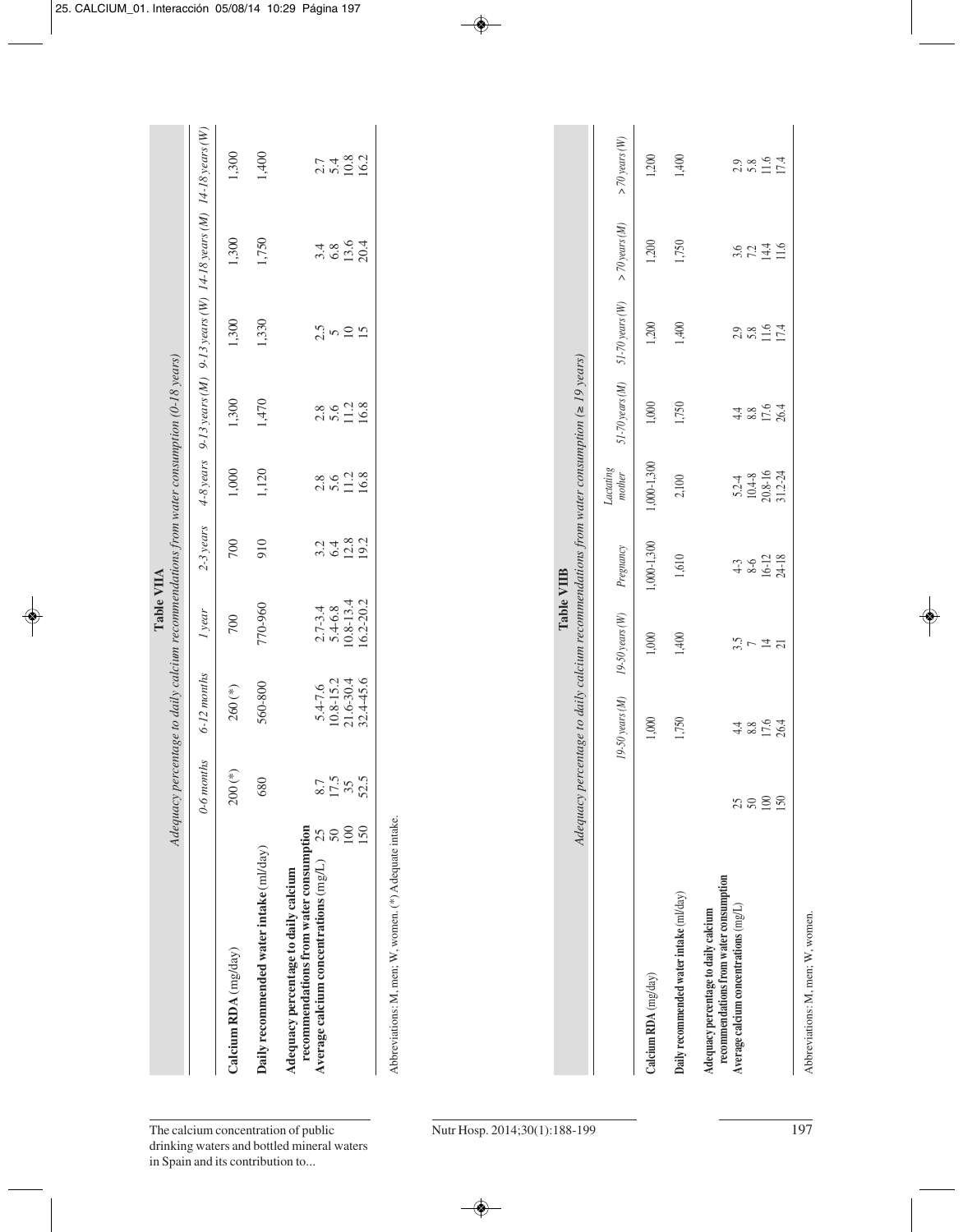**Table VIIA**
*Adequacy percentage to daily calcium recommendations from water consumption (0-18 years)*

| | | 0-6 months | 6-12 months | 1 year | 2-3 years | 4-8 years | 9-13 years (M) | 9-13 years (W) | 14-18 years (M) | 14-18 years (W) |
|---|---|---|---|---|---|---|---|---|---|---|
| **Calcium RDA** (mg/day) | | 200 (*) | 260 (*) | 700 | 700 | 1,000 | 1,300 | 1,300 | 1,300 | 1,300 |
| **Daily recommended water intake** (ml/day) | | 680 | 560-800 | 770-960 | 910 | 1,120 | 1,470 | 1,330 | 1,750 | 1,400 |
| **Adequacy percentage to daily calcium recommendations from water consumption** | | | | | | | | | | |
| **Average calcium concentrations** (mg/L) | 25 | 8.7 | 5.4-7.6 | 2.7-3.4 | 3.2 | 2.8 | 2.8 | 2.5 | 3.4 | 2.7 |
| | 50 | 17.5 | 10.8-15.2 | 5.4-6.8 | 6.4 | 5.6 | 5.6 | 5 | 6.8 | 5.4 |
| | 100 | 35 | 21.6-30.4 | 10.8-13.4 | 12.8 | 11.2 | 11.2 | 10 | 13.6 | 10.8 |
| | 150 | 52.5 | 32.4-45.6 | 16.2-20.2 | 19.2 | 16.8 | 16.8 | 15 | 20.4 | 16.2 |

Abbreviations: M, men; W, women. (*) Adequate intake.

**Table VIIB**
*Adequacy percentage to daily calcium recommendations from water consumption (≥ 19 years)*

| | | 19-50 years (M) | 19-50 years (W) | Pregnancy | Lactating mother | 51-70 years (M) | 51-70 years (W) | > 70 years (M) | > 70 years (W) |
|---|---|---|---|---|---|---|---|---|---|
| **Calcium RDA** (mg/day) | | 1,000 | 1,000 | 1,000-1,300 | 1,000-1,300 | 1,000 | 1,200 | 1,200 | 1,200 |
| **Daily recommended water intake** (ml/day) | | 1,750 | 1,400 | 1,610 | 2,100 | 1,750 | 1,400 | 1,750 | 1,400 |
| **Adequacy percentage to daily calcium recommendations from water consumption** | | | | | | | | | |
| **Average calcium concentrations** (mg/L) | 25 | 4.4 | 3.5 | 4-3 | 5.2-4 | 4.4 | 2.9 | 3.6 | 2.9 |
| | 50 | 8.8 | 7 | 8-6 | 10.4-8 | 8.8 | 5.8 | 7.2 | 5.8 |
| | 100 | 17.6 | 14 | 16-12 | 20.8-16 | 17.6 | 11.6 | 14.4 | 11.6 |
| | 150 | 26.4 | 21 | 24-18 | 31.2-24 | 26.4 | 17.4 | 11.6 | 17.4 |

Abbreviations: M, men; W, women.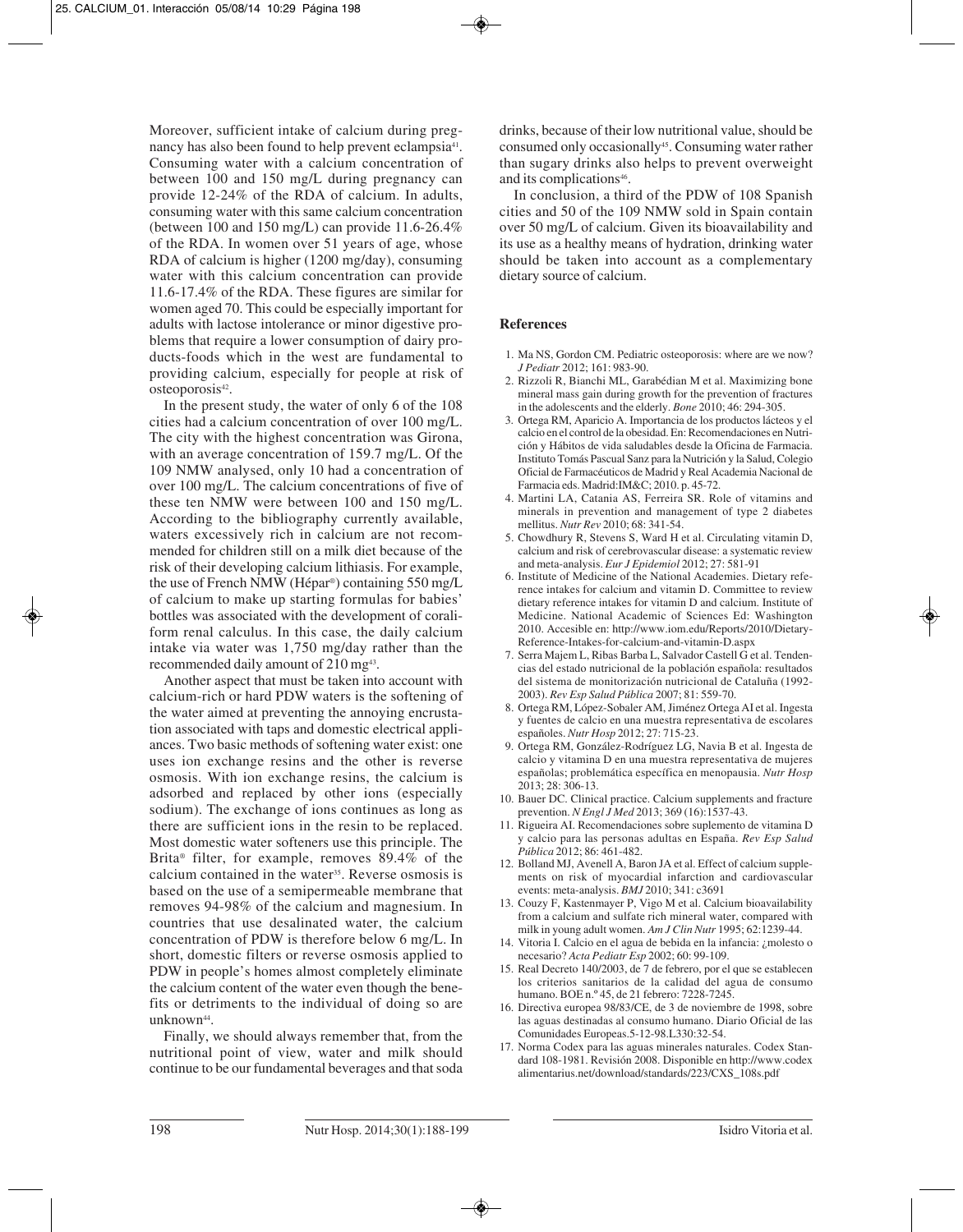Moreover, sufficient intake of calcium during pregnancy has also been found to help prevent eclampsia[41]. Consuming water with a calcium concentration of between 100 and 150 mg/L during pregnancy can provide 12-24% of the RDA of calcium. In adults, consuming water with this same calcium concentration (between 100 and 150 mg/L) can provide 11.6-26.4% of the RDA. In women over 51 years of age, whose RDA of calcium is higher (1200 mg/day), consuming water with this calcium concentration can provide 11.6-17.4% of the RDA. These figures are similar for women aged 70. This could be especially important for adults with lactose intolerance or minor digestive problems that require a lower consumption of dairy products-foods which in the west are fundamental to providing calcium, especially for people at risk of osteoporosis[42].

In the present study, the water of only 6 of the 108 cities had a calcium concentration of over 100 mg/L. The city with the highest concentration was Girona, with an average concentration of 159.7 mg/L. Of the 109 NMW analysed, only 10 had a concentration of over 100 mg/L. The calcium concentrations of five of these ten NMW were between 100 and 150 mg/L. According to the bibliography currently available, waters excessively rich in calcium are not recommended for children still on a milk diet because of the risk of their developing calcium lithiasis. For example, the use of French NMW (Hépar®) containing 550 mg/L of calcium to make up starting formulas for babies' bottles was associated with the development of coraliform renal calculus. In this case, the daily calcium intake via water was 1,750 mg/day rather than the recommended daily amount of 210 mg[43].

Another aspect that must be taken into account with calcium-rich or hard PDW waters is the softening of the water aimed at preventing the annoying encrustation associated with taps and domestic electrical appliances. Two basic methods of softening water exist: one uses ion exchange resins and the other is reverse osmosis. With ion exchange resins, the calcium is adsorbed and replaced by other ions (especially sodium). The exchange of ions continues as long as there are sufficient ions in the resin to be replaced. Most domestic water softeners use this principle. The Brita® filter, for example, removes 89.4% of the calcium contained in the water[35]. Reverse osmosis is based on the use of a semipermeable membrane that removes 94-98% of the calcium and magnesium. In countries that use desalinated water, the calcium concentration of PDW is therefore below 6 mg/L. In short, domestic filters or reverse osmosis applied to PDW in people's homes almost completely eliminate the calcium content of the water even though the benefits or detriments to the individual of doing so are unknown[44].

Finally, we should always remember that, from the nutritional point of view, water and milk should continue to be our fundamental beverages and that soda drinks, because of their low nutritional value, should be consumed only occasionally[45]. Consuming water rather than sugary drinks also helps to prevent overweight and its complications[46].

In conclusion, a third of the PDW of 108 Spanish cities and 50 of the 109 NMW sold in Spain contain over 50 mg/L of calcium. Given its bioavailability and its use as a healthy means of hydration, drinking water should be taken into account as a complementary dietary source of calcium.

## References

1. Ma NS, Gordon CM. Pediatric osteoporosis: where are we now? *J Pediatr* 2012; 161: 983-90.
2. Rizzoli R, Bianchi ML, Garabédian M et al. Maximizing bone mineral mass gain during growth for the prevention of fractures in the adolescents and the elderly. *Bone* 2010; 46: 294-305.
3. Ortega RM, Aparicio A. Importancia de los productos lácteos y el calcio en el control de la obesidad. En: Recomendaciones en Nutrición y Hábitos de vida saludables desde la Oficina de Farmacia. Instituto Tomás Pascual Sanz para la Nutrición y la Salud, Colegio Oficial de Farmacéuticos de Madrid y Real Academia Nacional de Farmacia eds. Madrid:IM&C; 2010. p. 45-72.
4. Martini LA, Catania AS, Ferreira SR. Role of vitamins and minerals in prevention and management of type 2 diabetes mellitus. *Nutr Rev* 2010; 68: 341-54.
5. Chowdhury R, Stevens S, Ward H et al. Circulating vitamin D, calcium and risk of cerebrovascular disease: a systematic review and meta-analysis. *Eur J Epidemiol* 2012; 27: 581-91
6. Institute of Medicine of the National Academies. Dietary reference intakes for calcium and vitamin D. Committee to review dietary reference intakes for vitamin D and calcium. Institute of Medicine. National Academic of Sciences Ed: Washington 2010. Accesible en: http://www.iom.edu/Reports/2010/Dietary-Reference-Intakes-for-calcium-and-vitamin-D.aspx
7. Serra Majem L, Ribas Barba L, Salvador Castell G et al. Tendencias del estado nutricional de la población española: resultados del sistema de monitorización nutricional de Cataluña (1992-2003). *Rev Esp Salud Pública* 2007; 81: 559-70.
8. Ortega RM, López-Sobaler AM, Jiménez Ortega AI et al. Ingesta y fuentes de calcio en una muestra representativa de escolares españoles. *Nutr Hosp* 2012; 27: 715-23.
9. Ortega RM, González-Rodríguez LG, Navia B et al. Ingesta de calcio y vitamina D en una muestra representativa de mujeres españolas; problemática específica en menopausia. *Nutr Hosp* 2013; 28: 306-13.
10. Bauer DC. Clinical practice. Calcium supplements and fracture prevention. *N Engl J Med* 2013; 369 (16):1537-43.
11. Rigueira AI. Recomendaciones sobre suplemento de vitamina D y calcio para las personas adultas en España. *Rev Esp Salud Pública* 2012; 86: 461-482.
12. Bolland MJ, Avenell A, Baron JA et al. Effect of calcium supplements on risk of myocardial infarction and cardiovascular events: meta-analysis. *BMJ* 2010; 341: c3691
13. Couzy F, Kastenmayer P, Vigo M et al. Calcium bioavailability from a calcium and sulfate rich mineral water, compared with milk in young adult women. *Am J Clin Nutr* 1995; 62:1239-44.
14. Vitoria I. Calcio en el agua de bebida en la infancia: ¿molesto o necesario? *Acta Pediatr Esp* 2002; 60: 99-109.
15. Real Decreto 140/2003, de 7 de febrero, por el que se establecen los criterios sanitarios de la calidad del agua de consumo humano. BOE n.º 45, de 21 febrero: 7228-7245.
16. Directiva europea 98/83/CE, de 3 de noviembre de 1998, sobre las aguas destinadas al consumo humano. Diario Oficial de las Comunidades Europeas.5-12-98.L330:32-54.
17. Norma Codex para las aguas minerales naturales. Codex Standard 108-1981. Revisión 2008. Disponible en http://www.codexalimentarius.net/download/standards/223/CXS_108s.pdf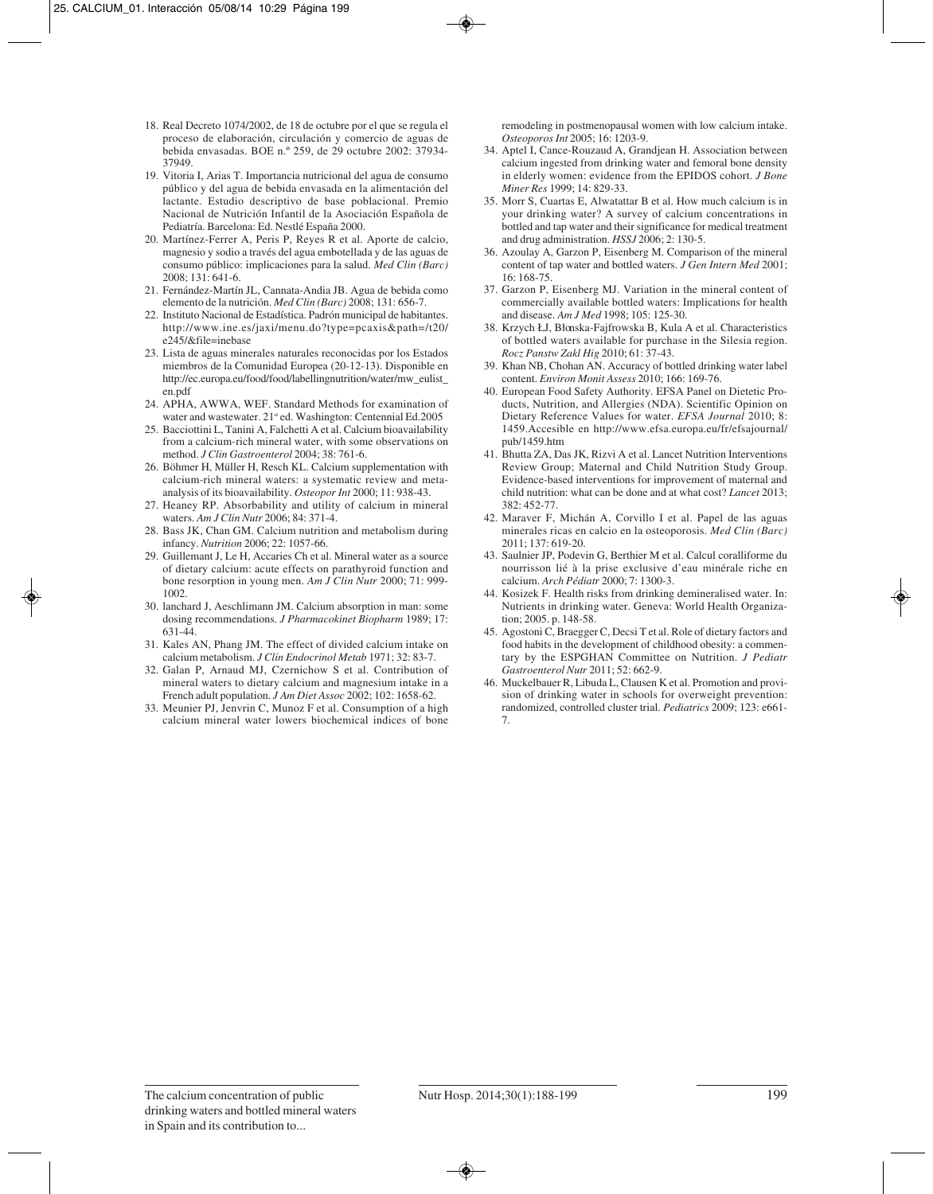18. Real Decreto 1074/2002, de 18 de octubre por el que se regula el proceso de elaboración, circulación y comercio de aguas de bebida envasadas. BOE n.º 259, de 29 octubre 2002: 37934-37949.
19. Vitoria I, Arias T. Importancia nutricional del agua de consumo público y del agua de bebida envasada en la alimentación del lactante. Estudio descriptivo de base poblacional. Premio Nacional de Nutrición Infantil de la Asociación Española de Pediatría. Barcelona: Ed. Nestlé España 2000.
20. Martínez-Ferrer A, Peris P, Reyes R et al. Aporte de calcio, magnesio y sodio a través del agua embotellada y de las aguas de consumo público: implicaciones para la salud. *Med Clin (Barc)* 2008; 131: 641-6.
21. Fernández-Martín JL, Cannata-Andia JB. Agua de bebida como elemento de la nutrición. *Med Clin (Barc)* 2008; 131: 656-7.
22. Instituto Nacional de Estadística. Padrón municipal de habitantes. http://www.ine.es/jaxi/menu.do?type=pcaxis&path=/t20/e245/&file=inebase
23. Lista de aguas minerales naturales reconocidas por los Estados miembros de la Comunidad Europea (20-12-13). Disponible en http://ec.europa.eu/food/food/labellingnutrition/water/mw_eulist_en.pdf
24. APHA, AWWA, WEF. Standard Methods for examination of water and wastewater. 21st ed. Washington: Centennial Ed.2005
25. Bacciottini L, Tanini A, Falchetti A et al. Calcium bioavailability from a calcium-rich mineral water, with some observations on method. *J Clin Gastroenterol* 2004; 38: 761-6.
26. Böhmer H, Müller H, Resch KL. Calcium supplementation with calcium-rich mineral waters: a systematic review and meta-analysis of its bioavailability. *Osteopor Int* 2000; 11: 938-43.
27. Heaney RP. Absorbability and utility of calcium in mineral waters. *Am J Clin Nutr* 2006; 84: 371-4.
28. Bass JK, Chan GM. Calcium nutrition and metabolism during infancy. *Nutrition* 2006; 22: 1057-66.
29. Guillemant J, Le H, Accaries Ch et al. Mineral water as a source of dietary calcium: acute effects on parathyroid function and bone resorption in young men. *Am J Clin Nutr* 2000; 71: 999-1002.
30. lanchard J, Aeschlimann JM. Calcium absorption in man: some dosing recommendations. *J Pharmacokinet Biopharm* 1989; 17: 631-44.
31. Kales AN, Phang JM. The effect of divided calcium intake on calcium metabolism. *J Clin Endocrinol Metab* 1971; 32: 83-7.
32. Galan P, Arnaud MJ, Czernichow S et al. Contribution of mineral waters to dietary calcium and magnesium intake in a French adult population. *J Am Diet Assoc* 2002; 102: 1658-62.
33. Meunier PJ, Jenvrin C, Munoz F et al. Consumption of a high calcium mineral water lowers biochemical indices of bone remodeling in postmenopausal women with low calcium intake. *Osteoporos Int* 2005; 16: 1203-9.
34. Aptel I, Cance-Rouzaud A, Grandjean H. Association between calcium ingested from drinking water and femoral bone density in elderly women: evidence from the EPIDOS cohort. *J Bone Miner Res* 1999; 14: 829-33.
35. Morr S, Cuartas E, Alwatattar B et al. How much calcium is in your drinking water? A survey of calcium concentrations in bottled and tap water and their significance for medical treatment and drug administration. *HSSJ* 2006; 2: 130-5.
36. Azoulay A, Garzon P, Eisenberg M. Comparison of the mineral content of tap water and bottled waters. *J Gen Intern Med* 2001; 16: 168-75.
37. Garzon P, Eisenberg MJ. Variation in the mineral content of commercially available bottled waters: Implications for health and disease. *Am J Med* 1998; 105: 125-30.
38. Krzych ŁJ, Błonska-Fajfrowska B, Kula A et al. Characteristics of bottled waters available for purchase in the Silesia region. *Rocz Panstw Zakl Hig* 2010; 61: 37-43.
39. Khan NB, Chohan AN. Accuracy of bottled drinking water label content. *Environ Monit Assess* 2010; 166: 169-76.
40. European Food Safety Authority. EFSA Panel on Dietetic Products, Nutrition, and Allergies (NDA). Scientific Opinion on Dietary Reference Values for water. *EFSA Journal* 2010; 8: 1459.Accesible en http://www.efsa.europa.eu/fr/efsajournal/pub/1459.htm
41. Bhutta ZA, Das JK, Rizvi A et al. Lancet Nutrition Interventions Review Group; Maternal and Child Nutrition Study Group. Evidence-based interventions for improvement of maternal and child nutrition: what can be done and at what cost? *Lancet* 2013; 382: 452-77.
42. Maraver F, Michán A, Corvillo I et al. Papel de las aguas minerales ricas en calcio en la osteoporosis. *Med Clin (Barc)* 2011; 137: 619-20.
43. Saulnier JP, Podevin G, Berthier M et al. Calcul coralliforme du nourrisson lié à la prise exclusive d'eau minérale riche en calcium. *Arch Pédiatr* 2000; 7: 1300-3.
44. Kosizek F. Health risks from drinking demineralised water. In: Nutrients in drinking water. Geneva: World Health Organization; 2005. p. 148-58.
45. Agostoni C, Braegger C, Decsi T et al. Role of dietary factors and food habits in the development of childhood obesity: a commentary by the ESPGHAN Committee on Nutrition. *J Pediatr Gastroenterol Nutr* 2011; 52: 662-9.
46. Muckelbauer R, Libuda L, Clausen K et al. Promotion and provision of drinking water in schools for overweight prevention: randomized, controlled cluster trial. *Pediatrics* 2009; 123: e661-7.